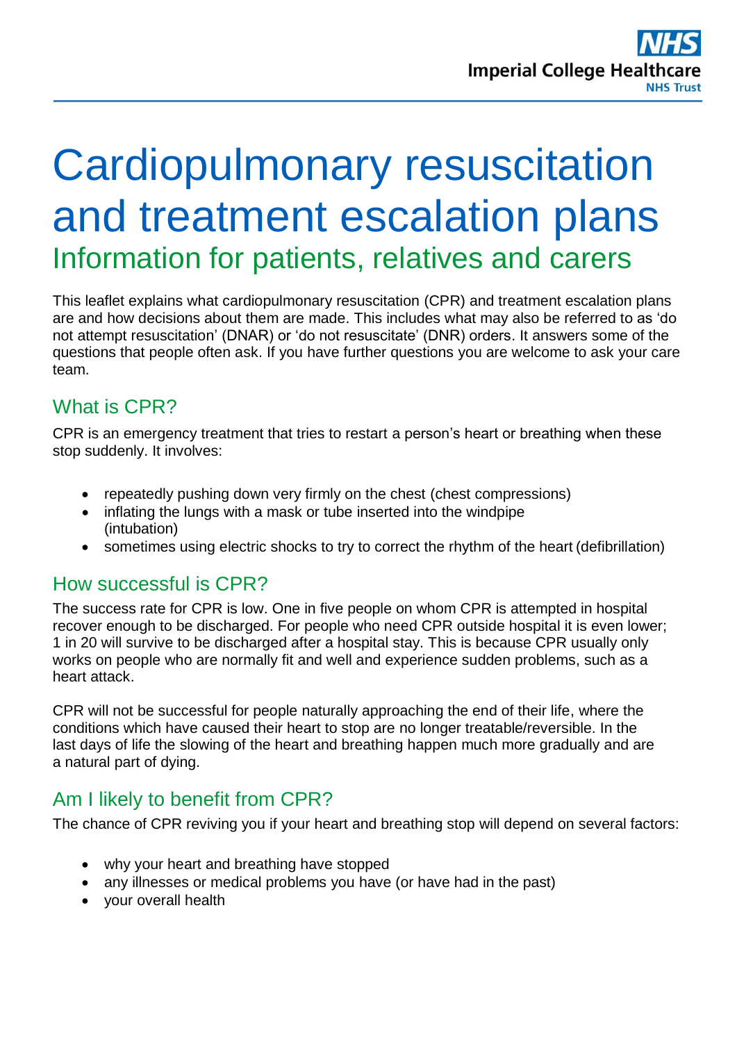# Cardiopulmonary resuscitation and treatment escalation plans

## Information for patients, relatives and carers

This leaflet explains what cardiopulmonary resuscitation (CPR) and treatment escalation plans are and how decisions about them are made. This includes what may also be referred to as 'do not attempt resuscitation' (DNAR) or 'do not resuscitate' (DNR) orders. It answers some of the questions that people often ask. If you have further questions you are welcome to ask your care team.

## What is CPR?

CPR is an emergency treatment that tries to restart a person's heart or breathing when these stop suddenly. It involves:

- repeatedly pushing down very firmly on the chest (chest compressions)
- inflating the lungs with a mask or tube inserted into the windpipe (intubation)
- sometimes using electric shocks to try to correct the rhythm of the heart (defibrillation)

## How successful is CPR?

The success rate for CPR is low. One in five people on whom CPR is attempted in hospital recover enough to be discharged. For people who need CPR outside hospital it is even lower; 1 in 20 will survive to be discharged after a hospital stay. This is because CPR usually only works on people who are normally fit and well and experience sudden problems, such as a heart attack.

CPR will not be successful for people naturally approaching the end of their life, where the conditions which have caused their heart to stop are no longer treatable/reversible. In the last days of life the slowing of the heart and breathing happen much more gradually and are a natural part of dying.

## Am I likely to benefit from CPR?

The chance of CPR reviving you if your heart and breathing stop will depend on several factors:

- why your heart and breathing have stopped
- any illnesses or medical problems you have (or have had in the past)
- your overall health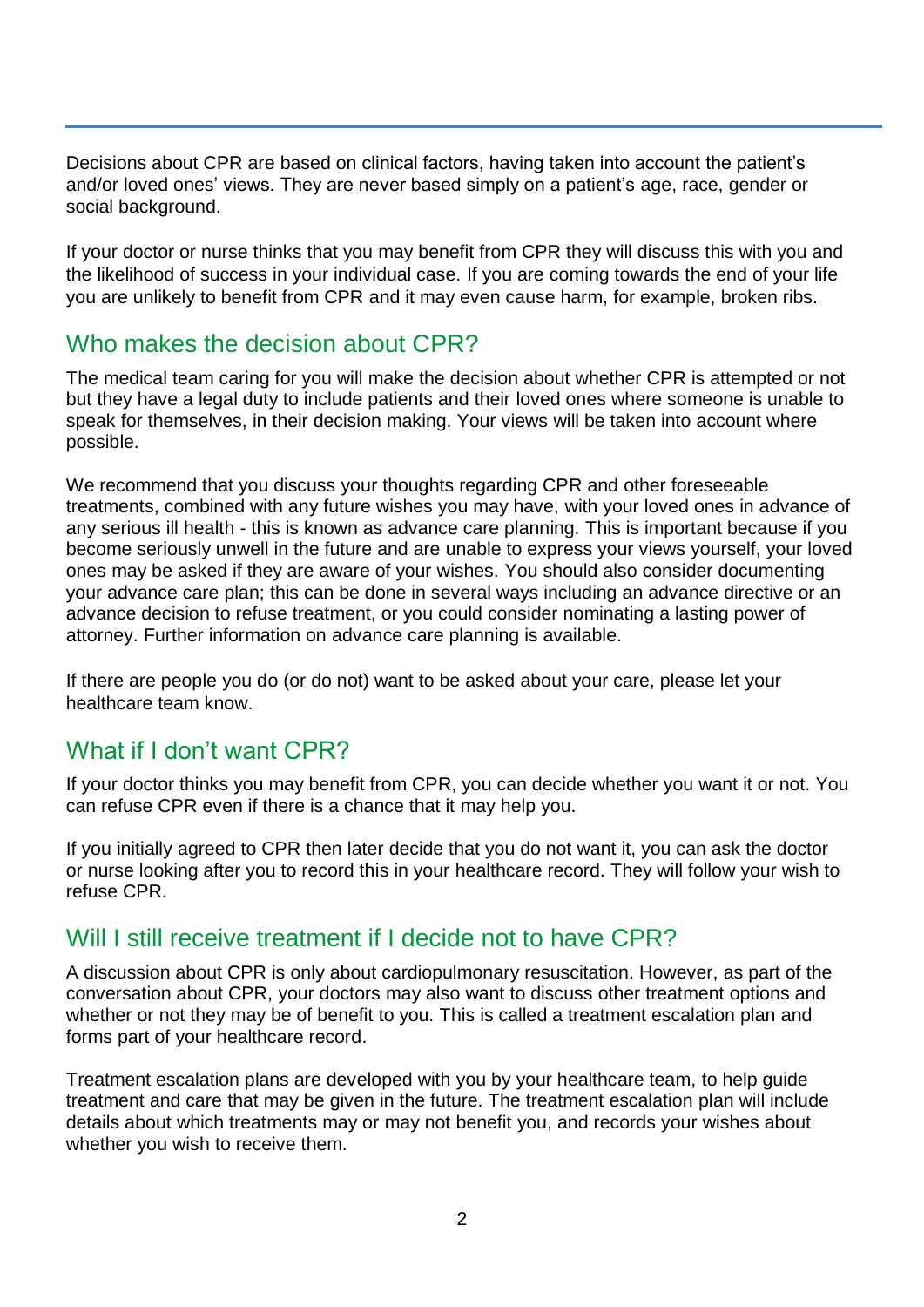Decisions about CPR are based on clinical factors, having taken into account the patient's and/or loved ones' views. They are never based simply on a patient's age, race, gender or social background.

If your doctor or nurse thinks that you may benefit from CPR they will discuss this with you and the likelihood of success in your individual case. If you are coming towards the end of your life you are unlikely to benefit from CPR and it may even cause harm, for example, broken ribs.

## Who makes the decision about CPR?

The medical team caring for you will make the decision about whether CPR is attempted or not but they have a legal duty to include patients and their loved ones where someone is unable to speak for themselves, in their decision making. Your views will be taken into account where possible.

We recommend that you discuss your thoughts regarding CPR and other foreseeable treatments, combined with any future wishes you may have, with your loved ones in advance of any serious ill health - this is known as advance care planning. This is important because if you become seriously unwell in the future and are unable to express your views yourself, your loved ones may be asked if they are aware of your wishes. You should also consider documenting your advance care plan; this can be done in several ways including an advance directive or an advance decision to refuse treatment, or you could consider nominating a lasting power of attorney. Further information on advance care planning is available.

If there are people you do (or do not) want to be asked about your care, please let your healthcare team know.

## What if I don't want CPR?

If your doctor thinks you may benefit from CPR, you can decide whether you want it or not. You can refuse CPR even if there is a chance that it may help you.

If you initially agreed to CPR then later decide that you do not want it, you can ask the doctor or nurse looking after you to record this in your healthcare record. They will follow your wish to refuse CPR.

## Will I still receive treatment if I decide not to have CPR?

A discussion about CPR is only about cardiopulmonary resuscitation. However, as part of the conversation about CPR, your doctors may also want to discuss other treatment options and whether or not they may be of benefit to you. This is called a treatment escalation plan and forms part of your healthcare record.

Treatment escalation plans are developed with you by your healthcare team, to help guide treatment and care that may be given in the future. The treatment escalation plan will include details about which treatments may or may not benefit you, and records your wishes about whether you wish to receive them.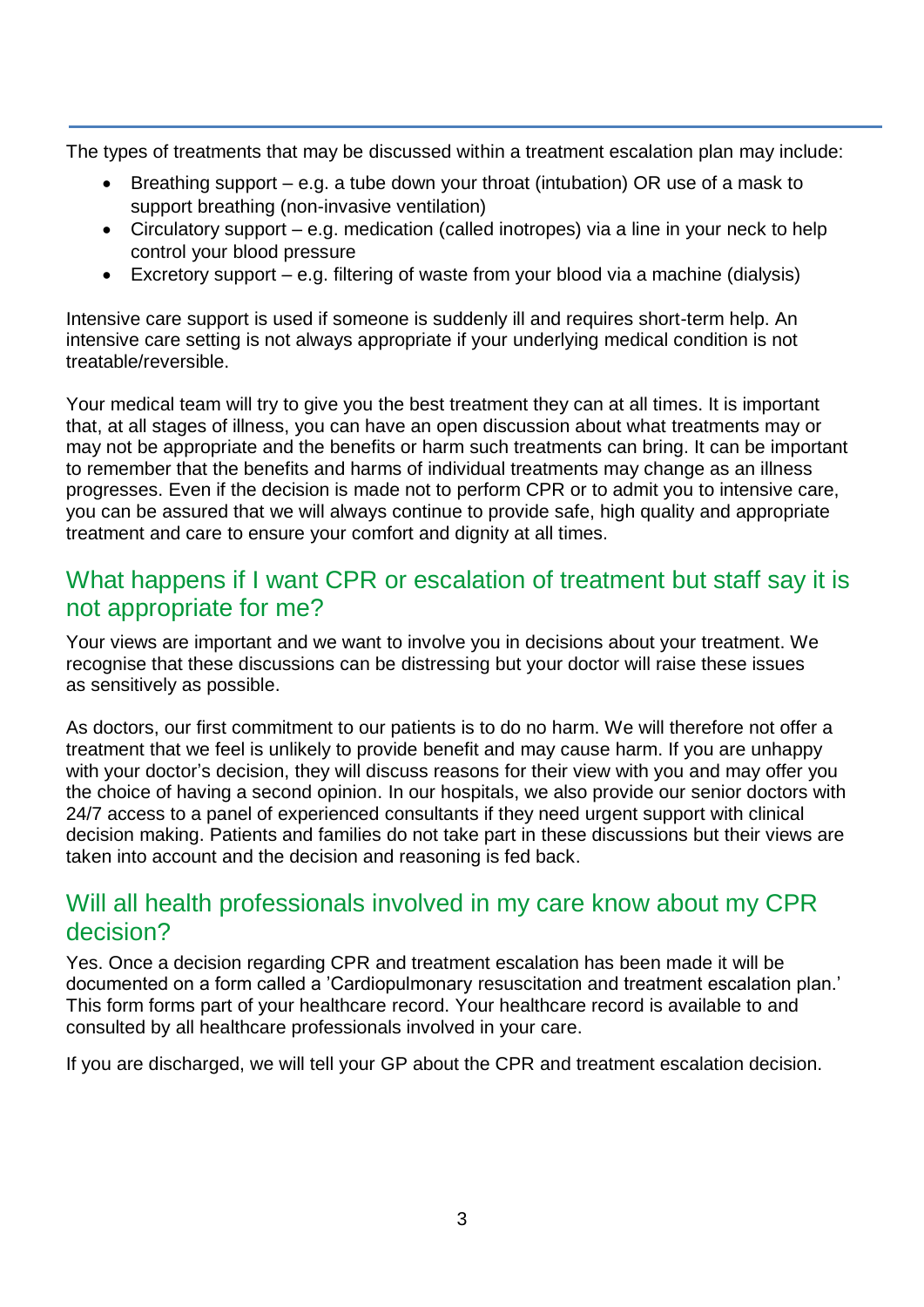The types of treatments that may be discussed within a treatment escalation plan may include:

- Breathing support – e.g. a tube down your throat (intubation) OR use of a mask to support breathing (non-invasive ventilation)
- Circulatory support – e.g. medication (called inotropes) via a line in your neck to help control your blood pressure
- Excretory support – e.g. filtering of waste from your blood via a machine (dialysis)

Intensive care support is used if someone is suddenly ill and requires short-term help. An intensive care setting is not always appropriate if your underlying medical condition is not treatable/reversible.

Your medical team will try to give you the best treatment they can at all times. It is important that, at all stages of illness, you can have an open discussion about what treatments may or may not be appropriate and the benefits or harm such treatments can bring. It can be important to remember that the benefits and harms of individual treatments may change as an illness progresses. Even if the decision is made not to perform CPR or to admit you to intensive care, you can be assured that we will always continue to provide safe, high quality and appropriate treatment and care to ensure your comfort and dignity at all times.

## What happens if I want CPR or escalation of treatment but staff say it is not appropriate for me?

Your views are important and we want to involve you in decisions about your treatment. We recognise that these discussions can be distressing but your doctor will raise these issues as sensitively as possible.

As doctors, our first commitment to our patients is to do no harm. We will therefore not offer a treatment that we feel is unlikely to provide benefit and may cause harm. If you are unhappy with your doctor's decision, they will discuss reasons for their view with you and may offer you the choice of having a second opinion. In our hospitals, we also provide our senior doctors with 24/7 access to a panel of experienced consultants if they need urgent support with clinical decision making. Patients and families do not take part in these discussions but their views are taken into account and the decision and reasoning is fed back.

## Will all health professionals involved in my care know about my CPR decision?

Yes. Once a decision regarding CPR and treatment escalation has been made it will be documented on a form called a 'Cardiopulmonary resuscitation and treatment escalation plan.' This form forms part of your healthcare record. Your healthcare record is available to and consulted by all healthcare professionals involved in your care.

If you are discharged, we will tell your GP about the CPR and treatment escalation decision.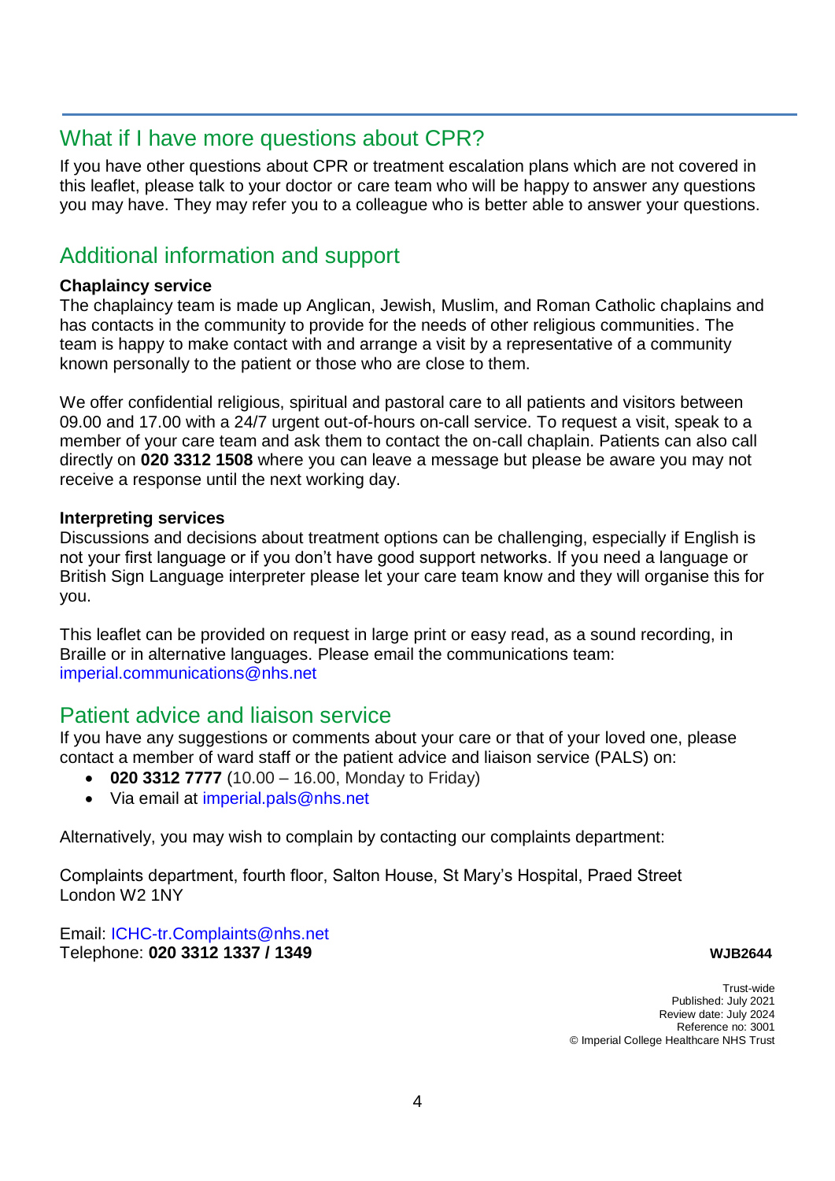## What if I have more questions about CPR?

If you have other questions about CPR or treatment escalation plans which are not covered in this leaflet, please talk to your doctor or care team who will be happy to answer any questions you may have. They may refer you to a colleague who is better able to answer your questions.

## Additional information and support

**Chaplaincy service**
The chaplaincy team is made up Anglican, Jewish, Muslim, and Roman Catholic chaplains and has contacts in the community to provide for the needs of other religious communities. The team is happy to make contact with and arrange a visit by a representative of a community known personally to the patient or those who are close to them.

We offer confidential religious, spiritual and pastoral care to all patients and visitors between 09.00 and 17.00 with a 24/7 urgent out-of-hours on-call service. To request a visit, speak to a member of your care team and ask them to contact the on-call chaplain. Patients can also call directly on **020 3312 1508** where you can leave a message but please be aware you may not receive a response until the next working day.

**Interpreting services**
Discussions and decisions about treatment options can be challenging, especially if English is not your first language or if you don't have good support networks. If you need a language or British Sign Language interpreter please let your care team know and they will organise this for you.

This leaflet can be provided on request in large print or easy read, as a sound recording, in Braille or in alternative languages. Please email the communications team: imperial.communications@nhs.net

## Patient advice and liaison service

If you have any suggestions or comments about your care or that of your loved one, please contact a member of ward staff or the patient advice and liaison service (PALS) on:

- **020 3312 7777** (10.00 – 16.00, Monday to Friday)
- Via email at imperial.pals@nhs.net

Alternatively, you may wish to complain by contacting our complaints department:

Complaints department, fourth floor, Salton House, St Mary's Hospital, Praed Street
London W2 1NY

Email: ICHC-tr.Complaints@nhs.net
Telephone: **020 3312 1337 / 1349**

**WJB2644**

Trust-wide
Published: July 2021
Review date: July 2024
Reference no: 3001
© Imperial College Healthcare NHS Trust